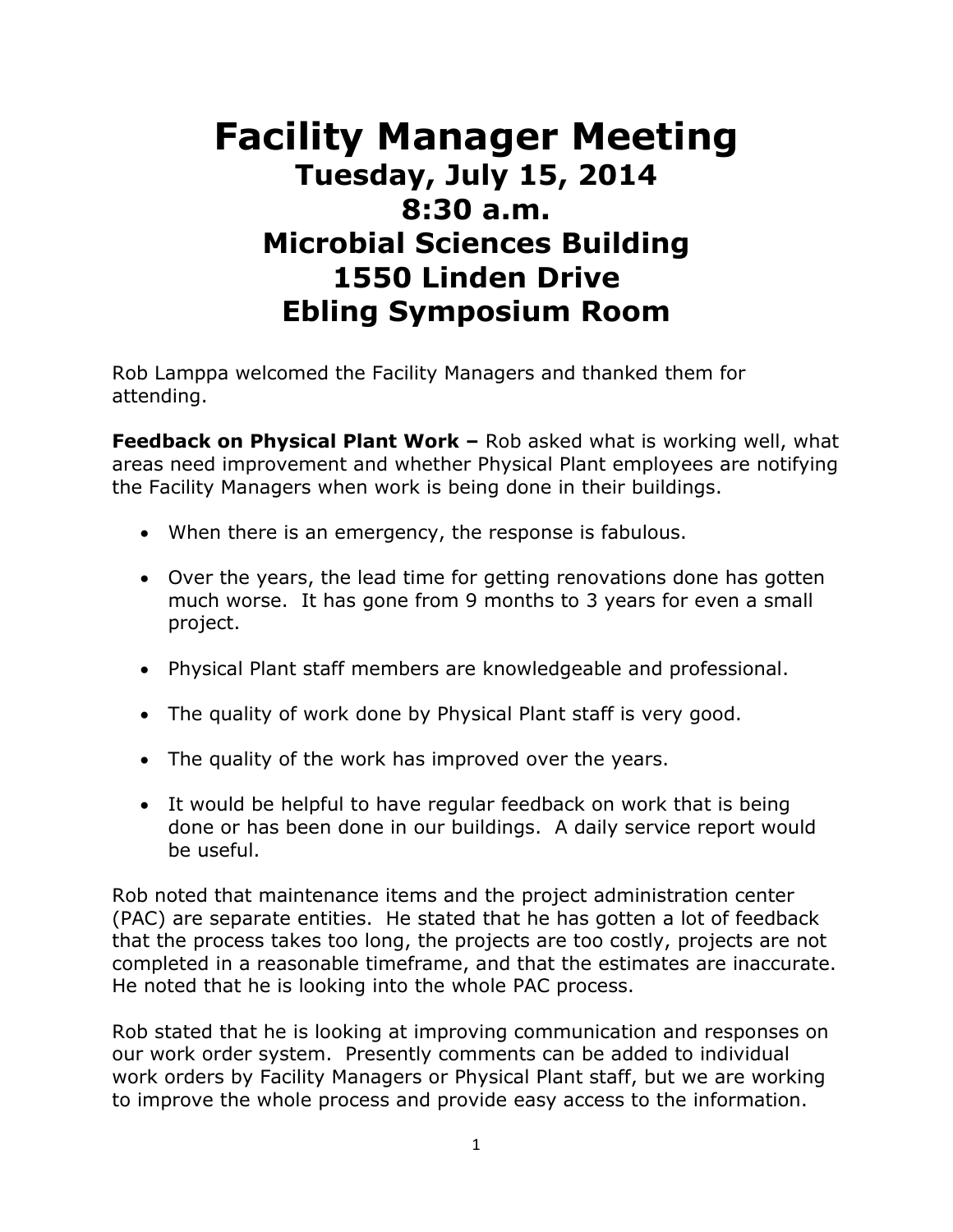# Facility Manager Meeting

## Tuesday, July 15, 2014
## 8:30 a.m.
## Microbial Sciences Building
## 1550 Linden Drive
## Ebling Symposium Room

Rob Lamppa welcomed the Facility Managers and thanked them for attending.

**Feedback on Physical Plant Work –** Rob asked what is working well, what areas need improvement and whether Physical Plant employees are notifying the Facility Managers when work is being done in their buildings.

- When there is an emergency, the response is fabulous.
- Over the years, the lead time for getting renovations done has gotten much worse. It has gone from 9 months to 3 years for even a small project.
- Physical Plant staff members are knowledgeable and professional.
- The quality of work done by Physical Plant staff is very good.
- The quality of the work has improved over the years.
- It would be helpful to have regular feedback on work that is being done or has been done in our buildings. A daily service report would be useful.

Rob noted that maintenance items and the project administration center (PAC) are separate entities. He stated that he has gotten a lot of feedback that the process takes too long, the projects are too costly, projects are not completed in a reasonable timeframe, and that the estimates are inaccurate. He noted that he is looking into the whole PAC process.

Rob stated that he is looking at improving communication and responses on our work order system. Presently comments can be added to individual work orders by Facility Managers or Physical Plant staff, but we are working to improve the whole process and provide easy access to the information.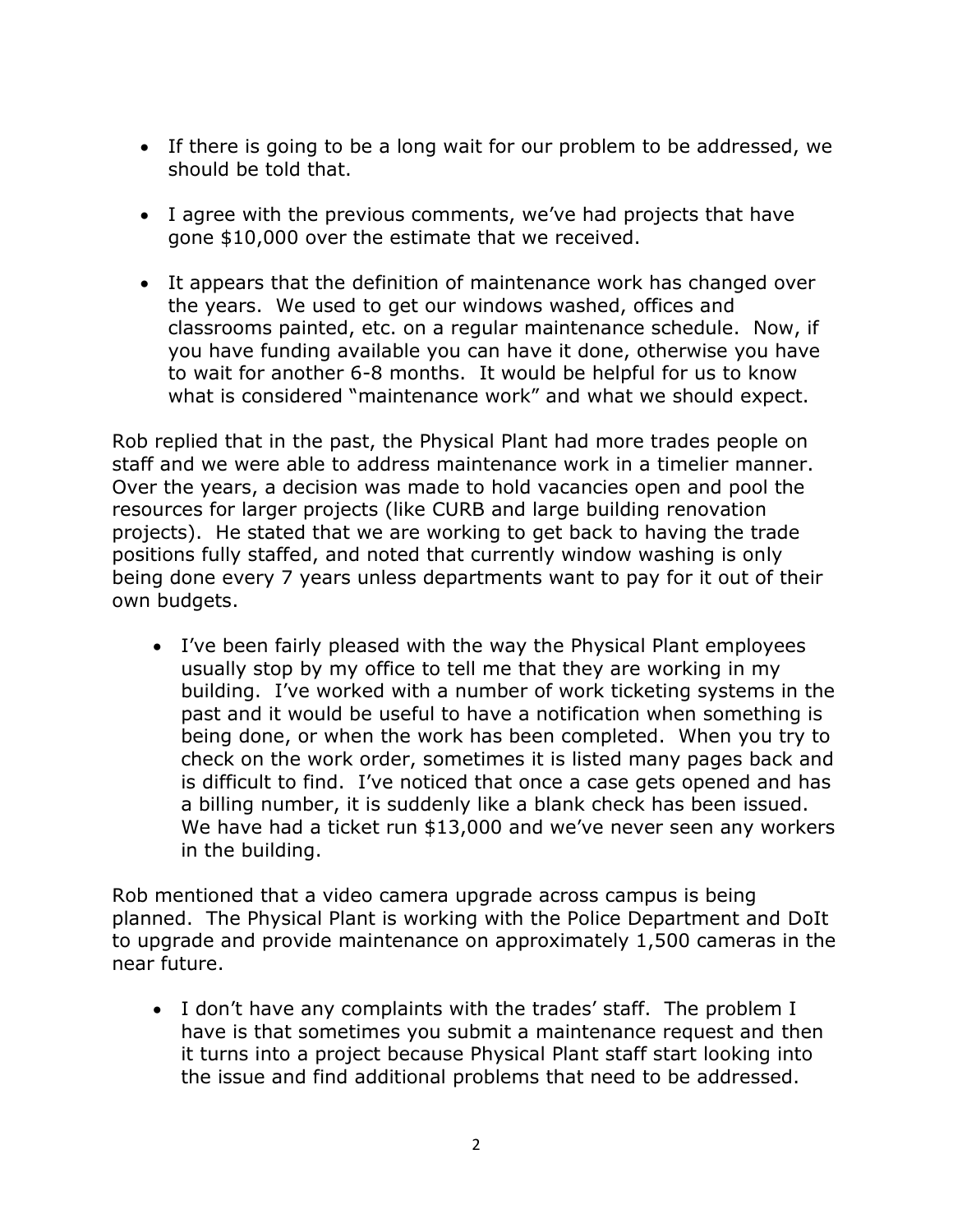- If there is going to be a long wait for our problem to be addressed, we should be told that.

- I agree with the previous comments, we've had projects that have gone $10,000 over the estimate that we received.

- It appears that the definition of maintenance work has changed over the years. We used to get our windows washed, offices and classrooms painted, etc. on a regular maintenance schedule. Now, if you have funding available you can have it done, otherwise you have to wait for another 6-8 months. It would be helpful for us to know what is considered "maintenance work" and what we should expect.

Rob replied that in the past, the Physical Plant had more trades people on staff and we were able to address maintenance work in a timelier manner. Over the years, a decision was made to hold vacancies open and pool the resources for larger projects (like CURB and large building renovation projects). He stated that we are working to get back to having the trade positions fully staffed, and noted that currently window washing is only being done every 7 years unless departments want to pay for it out of their own budgets.

- I've been fairly pleased with the way the Physical Plant employees usually stop by my office to tell me that they are working in my building. I've worked with a number of work ticketing systems in the past and it would be useful to have a notification when something is being done, or when the work has been completed. When you try to check on the work order, sometimes it is listed many pages back and is difficult to find. I've noticed that once a case gets opened and has a billing number, it is suddenly like a blank check has been issued. We have had a ticket run $13,000 and we've never seen any workers in the building.

Rob mentioned that a video camera upgrade across campus is being planned. The Physical Plant is working with the Police Department and DoIt to upgrade and provide maintenance on approximately 1,500 cameras in the near future.

- I don't have any complaints with the trades' staff. The problem I have is that sometimes you submit a maintenance request and then it turns into a project because Physical Plant staff start looking into the issue and find additional problems that need to be addressed.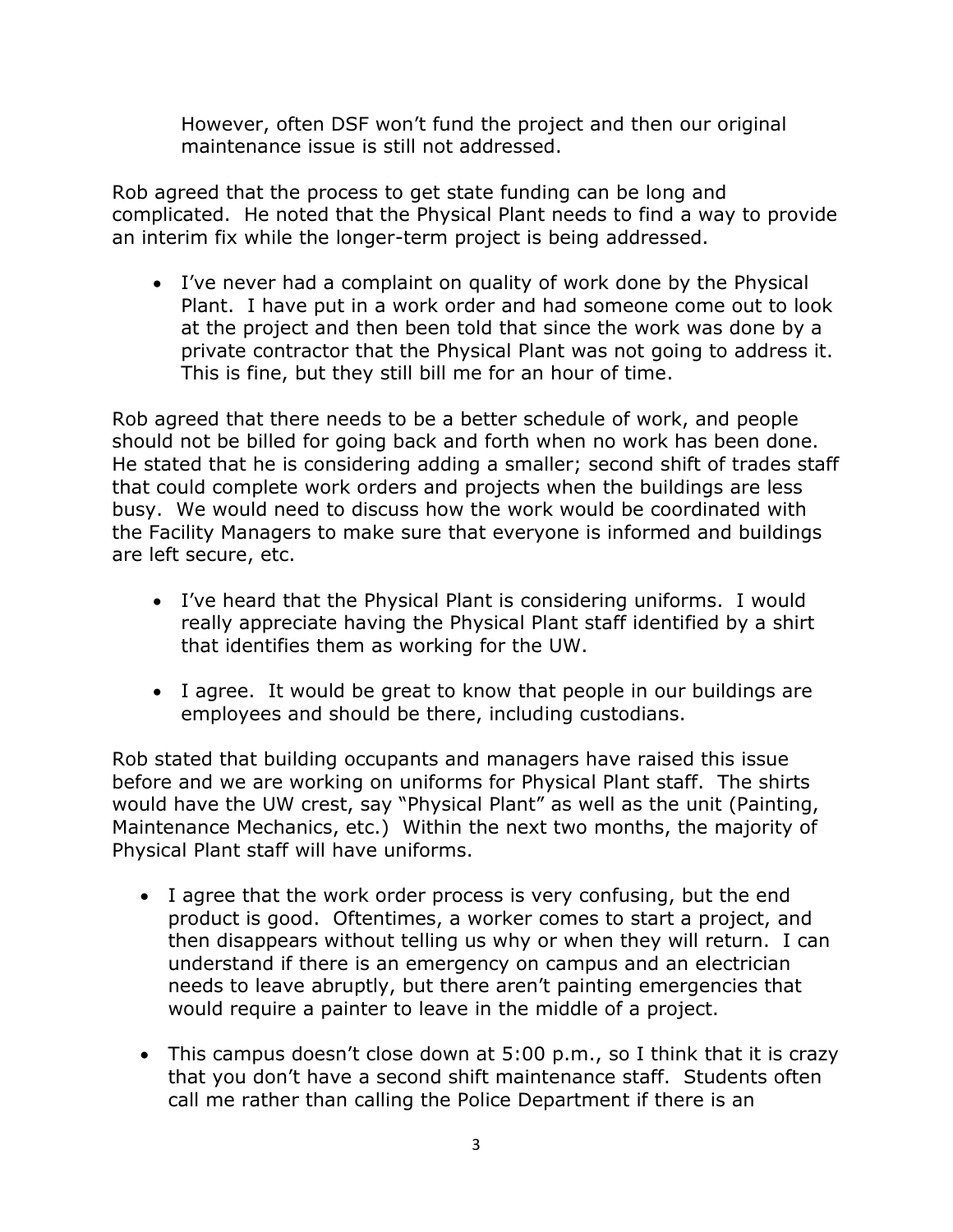However, often DSF won't fund the project and then our original maintenance issue is still not addressed.

Rob agreed that the process to get state funding can be long and complicated. He noted that the Physical Plant needs to find a way to provide an interim fix while the longer-term project is being addressed.

- I've never had a complaint on quality of work done by the Physical Plant. I have put in a work order and had someone come out to look at the project and then been told that since the work was done by a private contractor that the Physical Plant was not going to address it. This is fine, but they still bill me for an hour of time.

Rob agreed that there needs to be a better schedule of work, and people should not be billed for going back and forth when no work has been done. He stated that he is considering adding a smaller; second shift of trades staff that could complete work orders and projects when the buildings are less busy. We would need to discuss how the work would be coordinated with the Facility Managers to make sure that everyone is informed and buildings are left secure, etc.

- I've heard that the Physical Plant is considering uniforms. I would really appreciate having the Physical Plant staff identified by a shirt that identifies them as working for the UW.

- I agree. It would be great to know that people in our buildings are employees and should be there, including custodians.

Rob stated that building occupants and managers have raised this issue before and we are working on uniforms for Physical Plant staff. The shirts would have the UW crest, say "Physical Plant" as well as the unit (Painting, Maintenance Mechanics, etc.) Within the next two months, the majority of Physical Plant staff will have uniforms.

- I agree that the work order process is very confusing, but the end product is good. Oftentimes, a worker comes to start a project, and then disappears without telling us why or when they will return. I can understand if there is an emergency on campus and an electrician needs to leave abruptly, but there aren't painting emergencies that would require a painter to leave in the middle of a project.

- This campus doesn't close down at 5:00 p.m., so I think that it is crazy that you don't have a second shift maintenance staff. Students often call me rather than calling the Police Department if there is an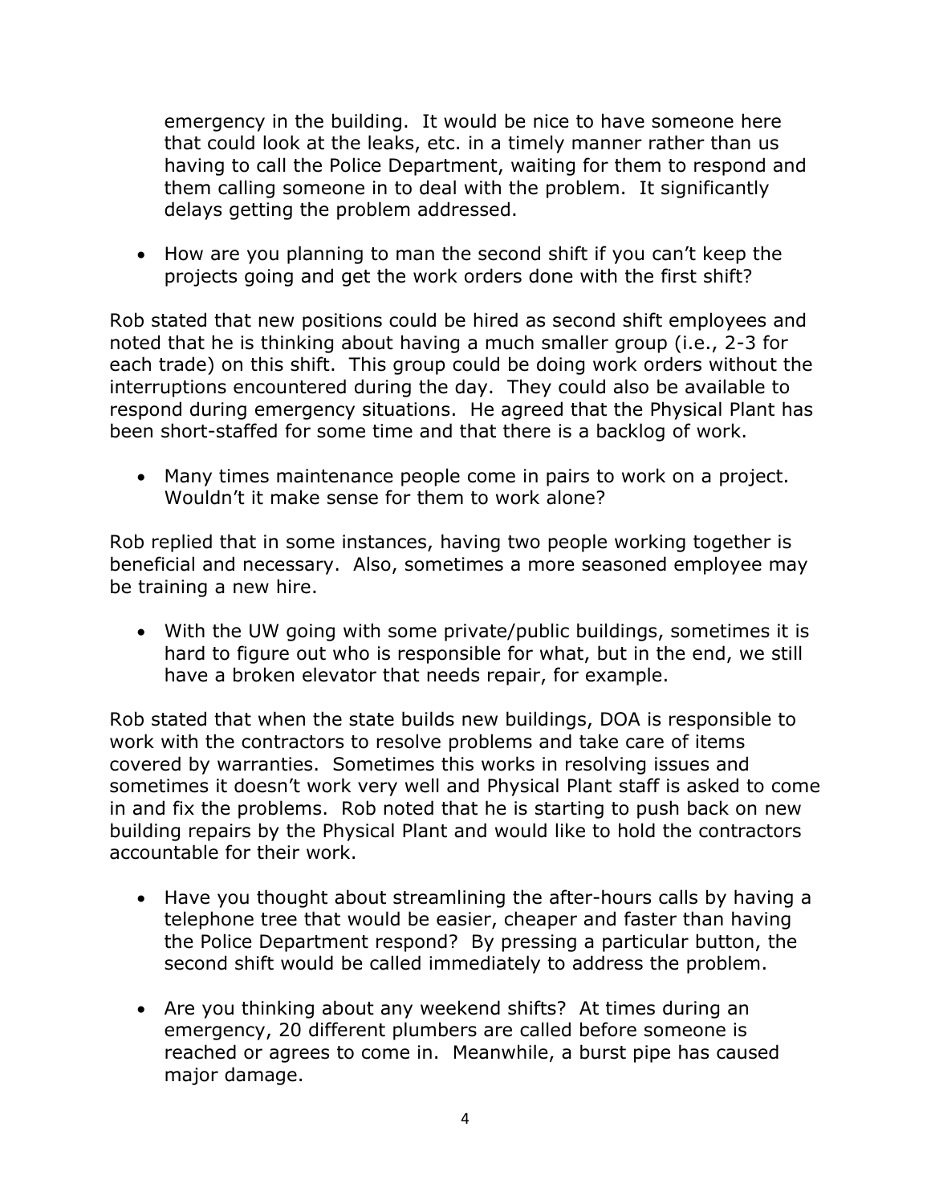emergency in the building. It would be nice to have someone here that could look at the leaks, etc. in a timely manner rather than us having to call the Police Department, waiting for them to respond and them calling someone in to deal with the problem. It significantly delays getting the problem addressed.

- How are you planning to man the second shift if you can't keep the projects going and get the work orders done with the first shift?

Rob stated that new positions could be hired as second shift employees and noted that he is thinking about having a much smaller group (i.e., 2-3 for each trade) on this shift. This group could be doing work orders without the interruptions encountered during the day. They could also be available to respond during emergency situations. He agreed that the Physical Plant has been short-staffed for some time and that there is a backlog of work.

- Many times maintenance people come in pairs to work on a project. Wouldn't it make sense for them to work alone?

Rob replied that in some instances, having two people working together is beneficial and necessary. Also, sometimes a more seasoned employee may be training a new hire.

- With the UW going with some private/public buildings, sometimes it is hard to figure out who is responsible for what, but in the end, we still have a broken elevator that needs repair, for example.

Rob stated that when the state builds new buildings, DOA is responsible to work with the contractors to resolve problems and take care of items covered by warranties. Sometimes this works in resolving issues and sometimes it doesn't work very well and Physical Plant staff is asked to come in and fix the problems. Rob noted that he is starting to push back on new building repairs by the Physical Plant and would like to hold the contractors accountable for their work.

- Have you thought about streamlining the after-hours calls by having a telephone tree that would be easier, cheaper and faster than having the Police Department respond? By pressing a particular button, the second shift would be called immediately to address the problem.

- Are you thinking about any weekend shifts? At times during an emergency, 20 different plumbers are called before someone is reached or agrees to come in. Meanwhile, a burst pipe has caused major damage.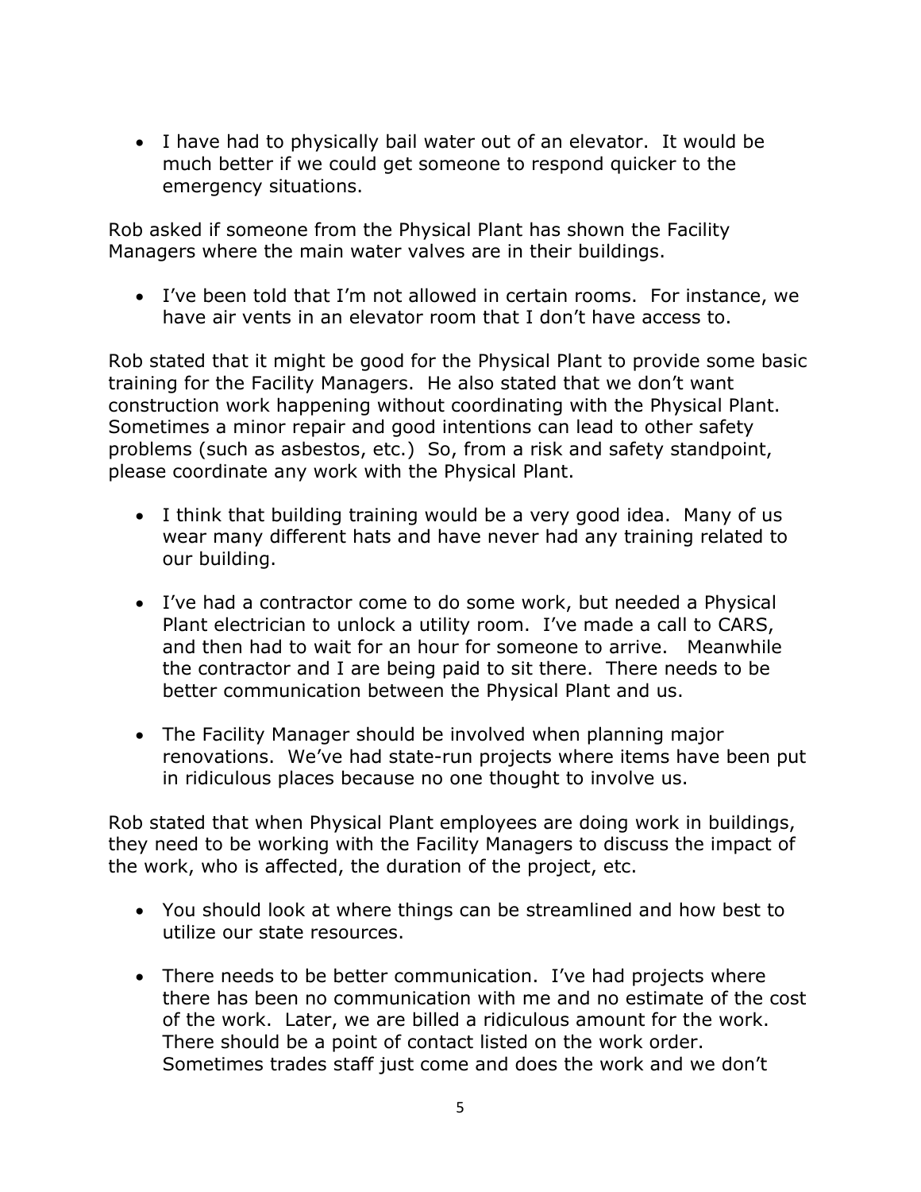- I have had to physically bail water out of an elevator. It would be much better if we could get someone to respond quicker to the emergency situations.

Rob asked if someone from the Physical Plant has shown the Facility Managers where the main water valves are in their buildings.

- I've been told that I'm not allowed in certain rooms. For instance, we have air vents in an elevator room that I don't have access to.

Rob stated that it might be good for the Physical Plant to provide some basic training for the Facility Managers. He also stated that we don't want construction work happening without coordinating with the Physical Plant. Sometimes a minor repair and good intentions can lead to other safety problems (such as asbestos, etc.) So, from a risk and safety standpoint, please coordinate any work with the Physical Plant.

- I think that building training would be a very good idea. Many of us wear many different hats and have never had any training related to our building.

- I've had a contractor come to do some work, but needed a Physical Plant electrician to unlock a utility room. I've made a call to CARS, and then had to wait for an hour for someone to arrive. Meanwhile the contractor and I are being paid to sit there. There needs to be better communication between the Physical Plant and us.

- The Facility Manager should be involved when planning major renovations. We've had state-run projects where items have been put in ridiculous places because no one thought to involve us.

Rob stated that when Physical Plant employees are doing work in buildings, they need to be working with the Facility Managers to discuss the impact of the work, who is affected, the duration of the project, etc.

- You should look at where things can be streamlined and how best to utilize our state resources.

- There needs to be better communication. I've had projects where there has been no communication with me and no estimate of the cost of the work. Later, we are billed a ridiculous amount for the work. There should be a point of contact listed on the work order. Sometimes trades staff just come and does the work and we don't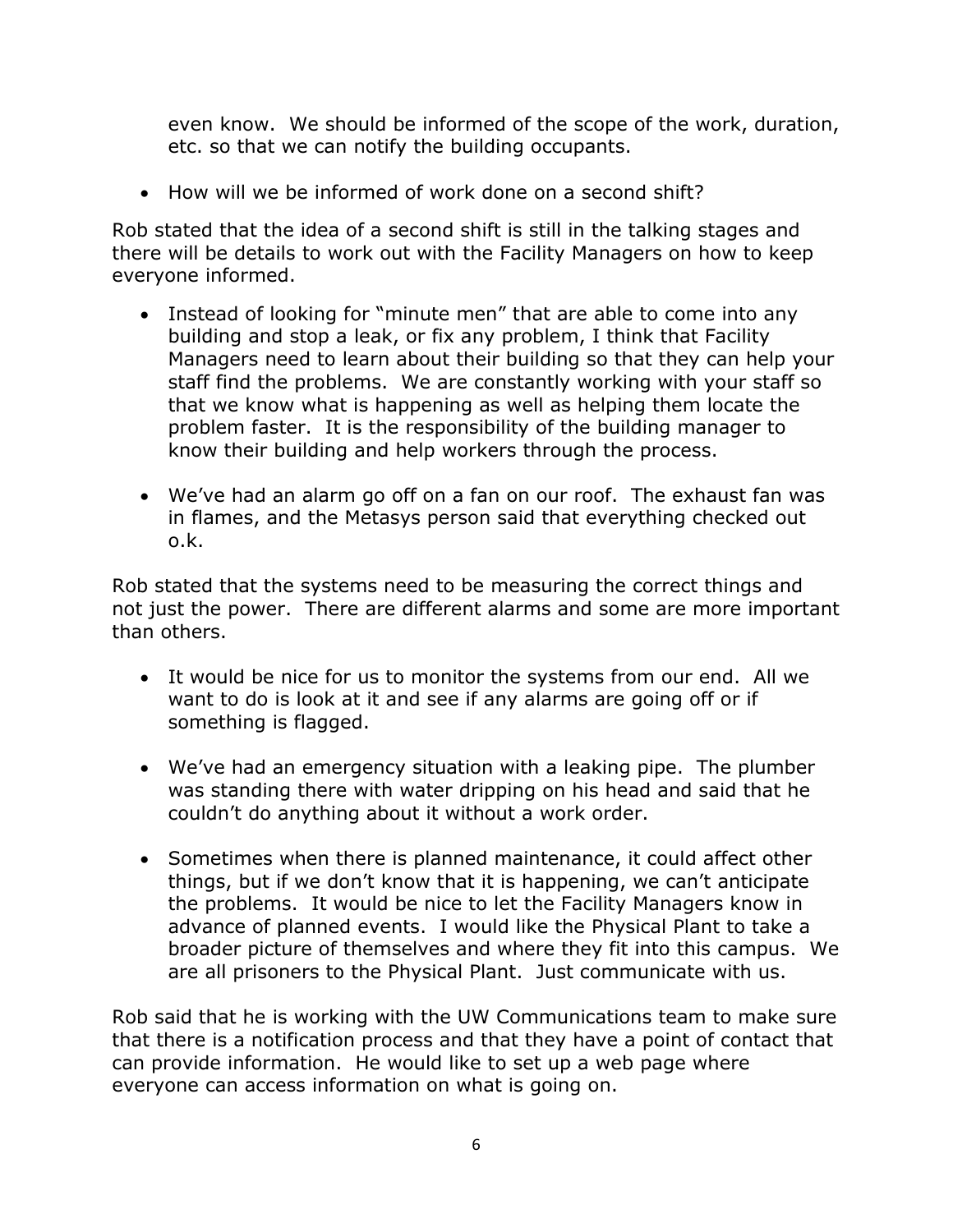even know. We should be informed of the scope of the work, duration, etc. so that we can notify the building occupants.

- How will we be informed of work done on a second shift?

Rob stated that the idea of a second shift is still in the talking stages and there will be details to work out with the Facility Managers on how to keep everyone informed.

- Instead of looking for "minute men" that are able to come into any building and stop a leak, or fix any problem, I think that Facility Managers need to learn about their building so that they can help your staff find the problems. We are constantly working with your staff so that we know what is happening as well as helping them locate the problem faster. It is the responsibility of the building manager to know their building and help workers through the process.

- We've had an alarm go off on a fan on our roof. The exhaust fan was in flames, and the Metasys person said that everything checked out o.k.

Rob stated that the systems need to be measuring the correct things and not just the power. There are different alarms and some are more important than others.

- It would be nice for us to monitor the systems from our end. All we want to do is look at it and see if any alarms are going off or if something is flagged.

- We've had an emergency situation with a leaking pipe. The plumber was standing there with water dripping on his head and said that he couldn't do anything about it without a work order.

- Sometimes when there is planned maintenance, it could affect other things, but if we don't know that it is happening, we can't anticipate the problems. It would be nice to let the Facility Managers know in advance of planned events. I would like the Physical Plant to take a broader picture of themselves and where they fit into this campus. We are all prisoners to the Physical Plant. Just communicate with us.

Rob said that he is working with the UW Communications team to make sure that there is a notification process and that they have a point of contact that can provide information. He would like to set up a web page where everyone can access information on what is going on.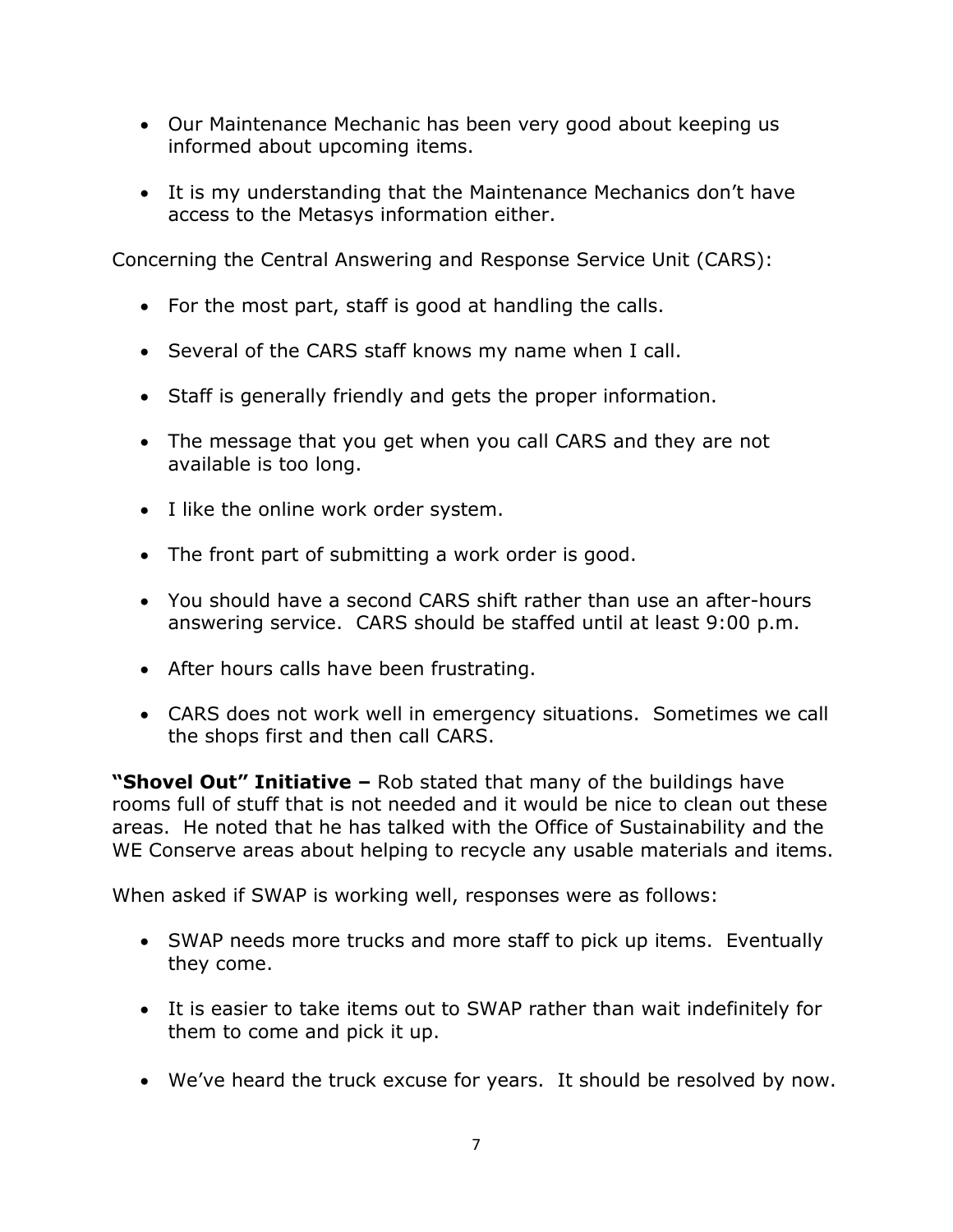- Our Maintenance Mechanic has been very good about keeping us informed about upcoming items.

- It is my understanding that the Maintenance Mechanics don't have access to the Metasys information either.

Concerning the Central Answering and Response Service Unit (CARS):

- For the most part, staff is good at handling the calls.

- Several of the CARS staff knows my name when I call.

- Staff is generally friendly and gets the proper information.

- The message that you get when you call CARS and they are not available is too long.

- I like the online work order system.

- The front part of submitting a work order is good.

- You should have a second CARS shift rather than use an after-hours answering service. CARS should be staffed until at least 9:00 p.m.

- After hours calls have been frustrating.

- CARS does not work well in emergency situations. Sometimes we call the shops first and then call CARS.

**"Shovel Out" Initiative –** Rob stated that many of the buildings have rooms full of stuff that is not needed and it would be nice to clean out these areas. He noted that he has talked with the Office of Sustainability and the WE Conserve areas about helping to recycle any usable materials and items.

When asked if SWAP is working well, responses were as follows:

- SWAP needs more trucks and more staff to pick up items. Eventually they come.

- It is easier to take items out to SWAP rather than wait indefinitely for them to come and pick it up.

- We've heard the truck excuse for years. It should be resolved by now.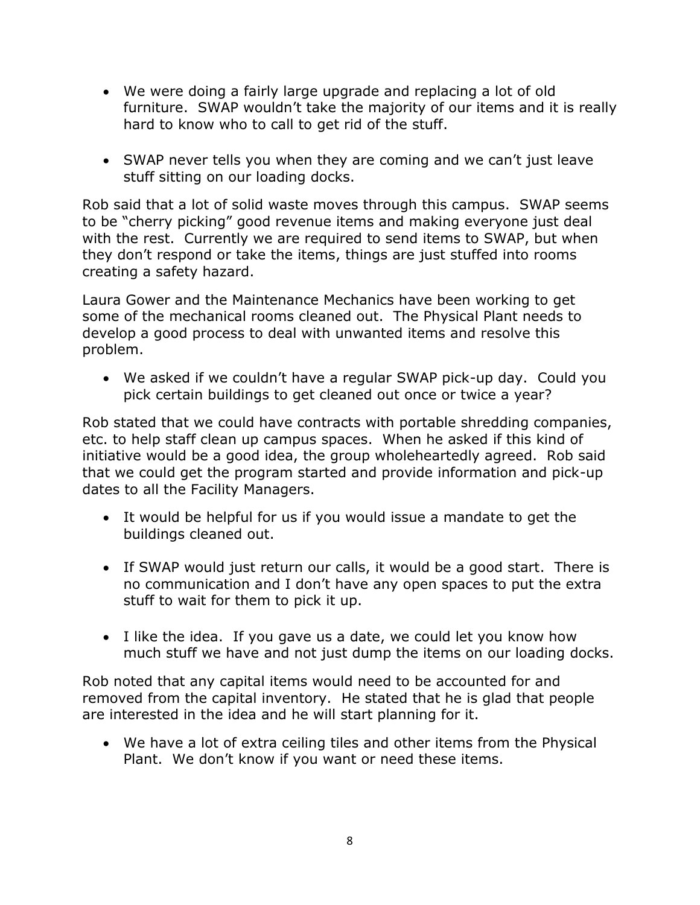- We were doing a fairly large upgrade and replacing a lot of old furniture. SWAP wouldn't take the majority of our items and it is really hard to know who to call to get rid of the stuff.

- SWAP never tells you when they are coming and we can't just leave stuff sitting on our loading docks.

Rob said that a lot of solid waste moves through this campus. SWAP seems to be "cherry picking" good revenue items and making everyone just deal with the rest. Currently we are required to send items to SWAP, but when they don't respond or take the items, things are just stuffed into rooms creating a safety hazard.

Laura Gower and the Maintenance Mechanics have been working to get some of the mechanical rooms cleaned out. The Physical Plant needs to develop a good process to deal with unwanted items and resolve this problem.

- We asked if we couldn't have a regular SWAP pick-up day. Could you pick certain buildings to get cleaned out once or twice a year?

Rob stated that we could have contracts with portable shredding companies, etc. to help staff clean up campus spaces. When he asked if this kind of initiative would be a good idea, the group wholeheartedly agreed. Rob said that we could get the program started and provide information and pick-up dates to all the Facility Managers.

- It would be helpful for us if you would issue a mandate to get the buildings cleaned out.

- If SWAP would just return our calls, it would be a good start. There is no communication and I don't have any open spaces to put the extra stuff to wait for them to pick it up.

- I like the idea. If you gave us a date, we could let you know how much stuff we have and not just dump the items on our loading docks.

Rob noted that any capital items would need to be accounted for and removed from the capital inventory. He stated that he is glad that people are interested in the idea and he will start planning for it.

- We have a lot of extra ceiling tiles and other items from the Physical Plant. We don't know if you want or need these items.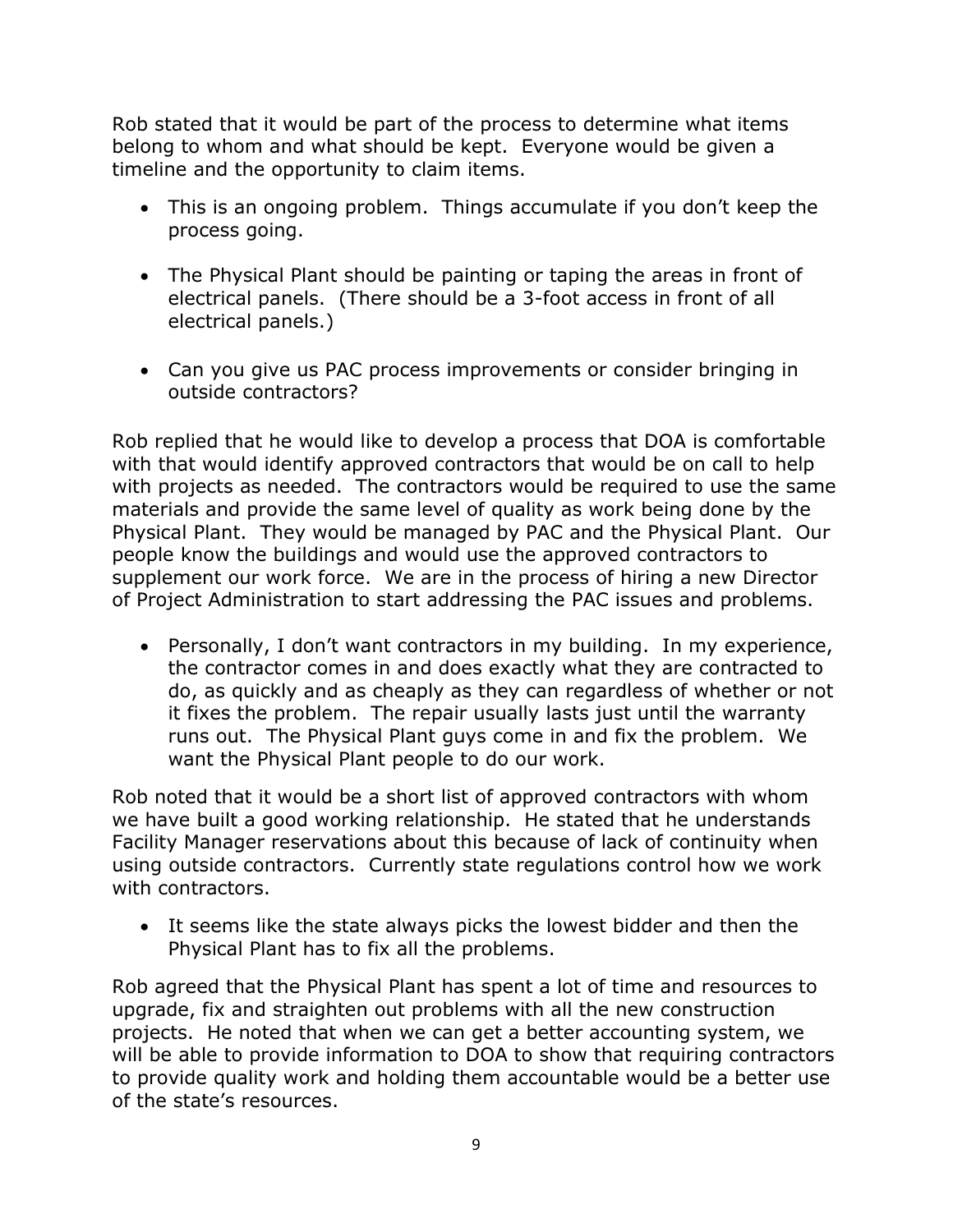Rob stated that it would be part of the process to determine what items belong to whom and what should be kept. Everyone would be given a timeline and the opportunity to claim items.

- This is an ongoing problem. Things accumulate if you don't keep the process going.

- The Physical Plant should be painting or taping the areas in front of electrical panels. (There should be a 3-foot access in front of all electrical panels.)

- Can you give us PAC process improvements or consider bringing in outside contractors?

Rob replied that he would like to develop a process that DOA is comfortable with that would identify approved contractors that would be on call to help with projects as needed. The contractors would be required to use the same materials and provide the same level of quality as work being done by the Physical Plant. They would be managed by PAC and the Physical Plant. Our people know the buildings and would use the approved contractors to supplement our work force. We are in the process of hiring a new Director of Project Administration to start addressing the PAC issues and problems.

- Personally, I don't want contractors in my building. In my experience, the contractor comes in and does exactly what they are contracted to do, as quickly and as cheaply as they can regardless of whether or not it fixes the problem. The repair usually lasts just until the warranty runs out. The Physical Plant guys come in and fix the problem. We want the Physical Plant people to do our work.

Rob noted that it would be a short list of approved contractors with whom we have built a good working relationship. He stated that he understands Facility Manager reservations about this because of lack of continuity when using outside contractors. Currently state regulations control how we work with contractors.

- It seems like the state always picks the lowest bidder and then the Physical Plant has to fix all the problems.

Rob agreed that the Physical Plant has spent a lot of time and resources to upgrade, fix and straighten out problems with all the new construction projects. He noted that when we can get a better accounting system, we will be able to provide information to DOA to show that requiring contractors to provide quality work and holding them accountable would be a better use of the state's resources.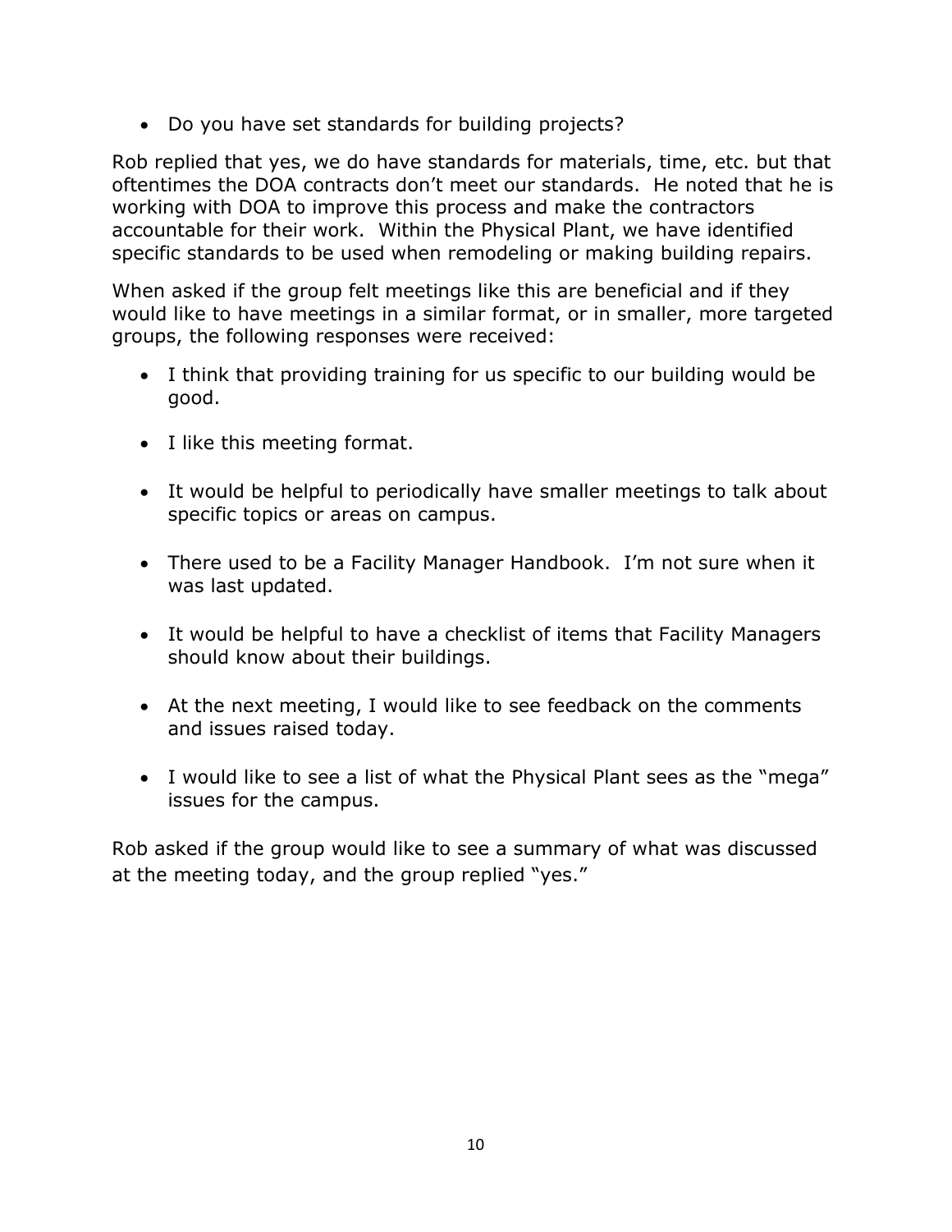- Do you have set standards for building projects?

Rob replied that yes, we do have standards for materials, time, etc. but that oftentimes the DOA contracts don't meet our standards. He noted that he is working with DOA to improve this process and make the contractors accountable for their work. Within the Physical Plant, we have identified specific standards to be used when remodeling or making building repairs.

When asked if the group felt meetings like this are beneficial and if they would like to have meetings in a similar format, or in smaller, more targeted groups, the following responses were received:

- I think that providing training for us specific to our building would be good.
- I like this meeting format.
- It would be helpful to periodically have smaller meetings to talk about specific topics or areas on campus.
- There used to be a Facility Manager Handbook. I'm not sure when it was last updated.
- It would be helpful to have a checklist of items that Facility Managers should know about their buildings.
- At the next meeting, I would like to see feedback on the comments and issues raised today.
- I would like to see a list of what the Physical Plant sees as the "mega" issues for the campus.

Rob asked if the group would like to see a summary of what was discussed at the meeting today, and the group replied "yes."